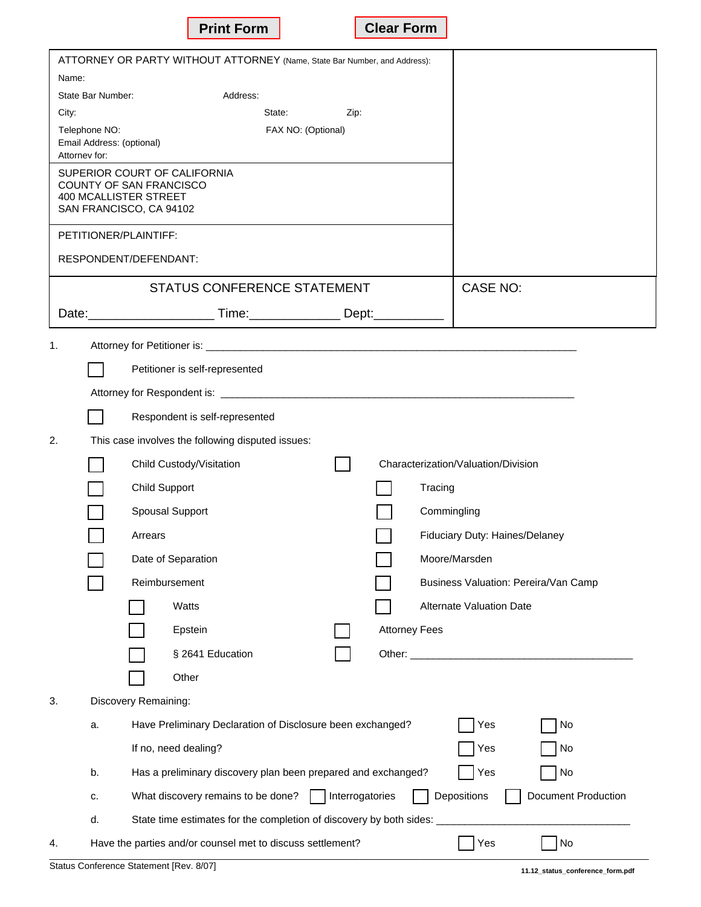Print Form    Clear Form

| ATTORNEY OR PARTY WITHOUT ATTORNEY (Name, State Bar Number, and Address): | |
|---|---|
| Name:<br>State Bar Number: Address:<br>City: State: Zip:<br>Telephone NO: FAX NO: (Optional)<br>Email Address: (optional)<br>Attorney for: | |
| SUPERIOR COURT OF CALIFORNIA<br>COUNTY OF SAN FRANCISCO<br>400 MCALLISTER STREET<br>SAN FRANCISCO, CA 94102 | |
| PETITIONER/PLAINTIFF:<br><br>RESPONDENT/DEFENDANT: | |
| STATUS CONFERENCE STATEMENT<br><br>Date:__________________ Time:_____________ Dept:__________ | CASE NO: |

1. Attorney for Petitioner is: _______________________________________________________________

   ☐ Petitioner is self-represented

   Attorney for Respondent is: _______________________________________________________________

   ☐ Respondent is self-represented

2. This case involves the following disputed issues:

   - ☐ Child Custody/Visitation
   - ☐ Child Support
   - ☐ Spousal Support
   - ☐ Arrears
   - ☐ Date of Separation
   - ☐ Reimbursement
     - ☐ Watts
     - ☐ Epstein
     - ☐ § 2641 Education
     - ☐ Other
   - ☐ Characterization/Valuation/Division
     - ☐ Tracing
     - ☐ Commingling
     - ☐ Fiduciary Duty: Haines/Delaney
     - ☐ Moore/Marsden
     - ☐ Business Valuation: Pereira/Van Camp
     - ☐ Alternate Valuation Date
   - ☐ Attorney Fees
   - ☐ Other: _______________________________________

3. Discovery Remaining:

   a. Have Preliminary Declaration of Disclosure been exchanged? ☐ Yes ☐ No

      If no, need dealing? ☐ Yes ☐ No

   b. Has a preliminary discovery plan been prepared and exchanged? ☐ Yes ☐ No

   c. What discovery remains to be done? ☐ Interrogatories ☐ Depositions ☐ Document Production

   d. State time estimates for the completion of discovery by both sides: ___________________________________

4. Have the parties and/or counsel met to discuss settlement? ☐ Yes ☐ No

Status Conference Statement [Rev. 8/07]    11.12_status_conference_form.pdf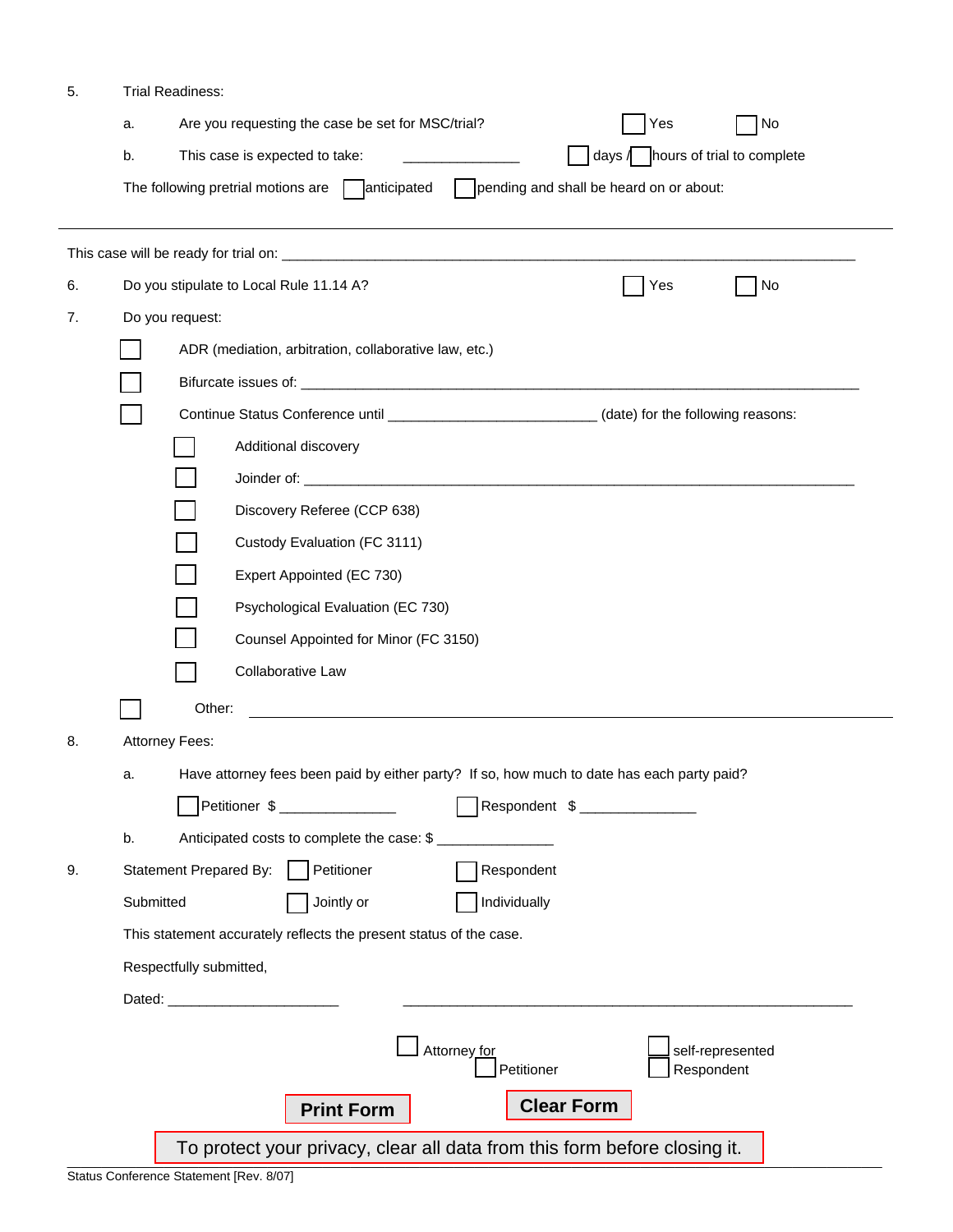5. Trial Readiness:

   a. Are you requesting the case be set for MSC/trial? ☐ Yes ☐ No

   b. This case is expected to take: _______________ ☐ days / ☐ hours of trial to complete

   The following pretrial motions are ☐ anticipated ☐ pending and shall be heard on or about:

---

This case will be ready for trial on: ______________________________________________________________________________

6. Do you stipulate to Local Rule 11.14 A? ☐ Yes ☐ No

7. Do you request:

   ☐ ADR (mediation, arbitration, collaborative law, etc.)

   ☐ Bifurcate issues of: ______________________________________________________________________________

   ☐ Continue Status Conference until __________________________ (date) for the following reasons:

      ☐ Additional discovery

      ☐ Joinder of: ______________________________________________________________________________

      ☐ Discovery Referee (CCP 638)

      ☐ Custody Evaluation (FC 3111)

      ☐ Expert Appointed (EC 730)

      ☐ Psychological Evaluation (EC 730)

      ☐ Counsel Appointed for Minor (FC 3150)

      ☐ Collaborative Law

   ☐ Other: ______________________________________________________________________________

8. Attorney Fees:

   a. Have attorney fees been paid by either party? If so, how much to date has each party paid?

      ☐ Petitioner $ _______________ ☐ Respondent $ _______________

   b. Anticipated costs to complete the case: $ _______________

9. Statement Prepared By: ☐ Petitioner ☐ Respondent

   Submitted ☐ Jointly or ☐ Individually

   This statement accurately reflects the present status of the case.

   Respectfully submitted,

   Dated: ______________________ ______________________________________________________________

   ☐ Attorney for ☐ Petitioner ☐ self-represented ☐ Respondent

Print Form Clear Form

To protect your privacy, clear all data from this form before closing it.

Status Conference Statement [Rev. 8/07]